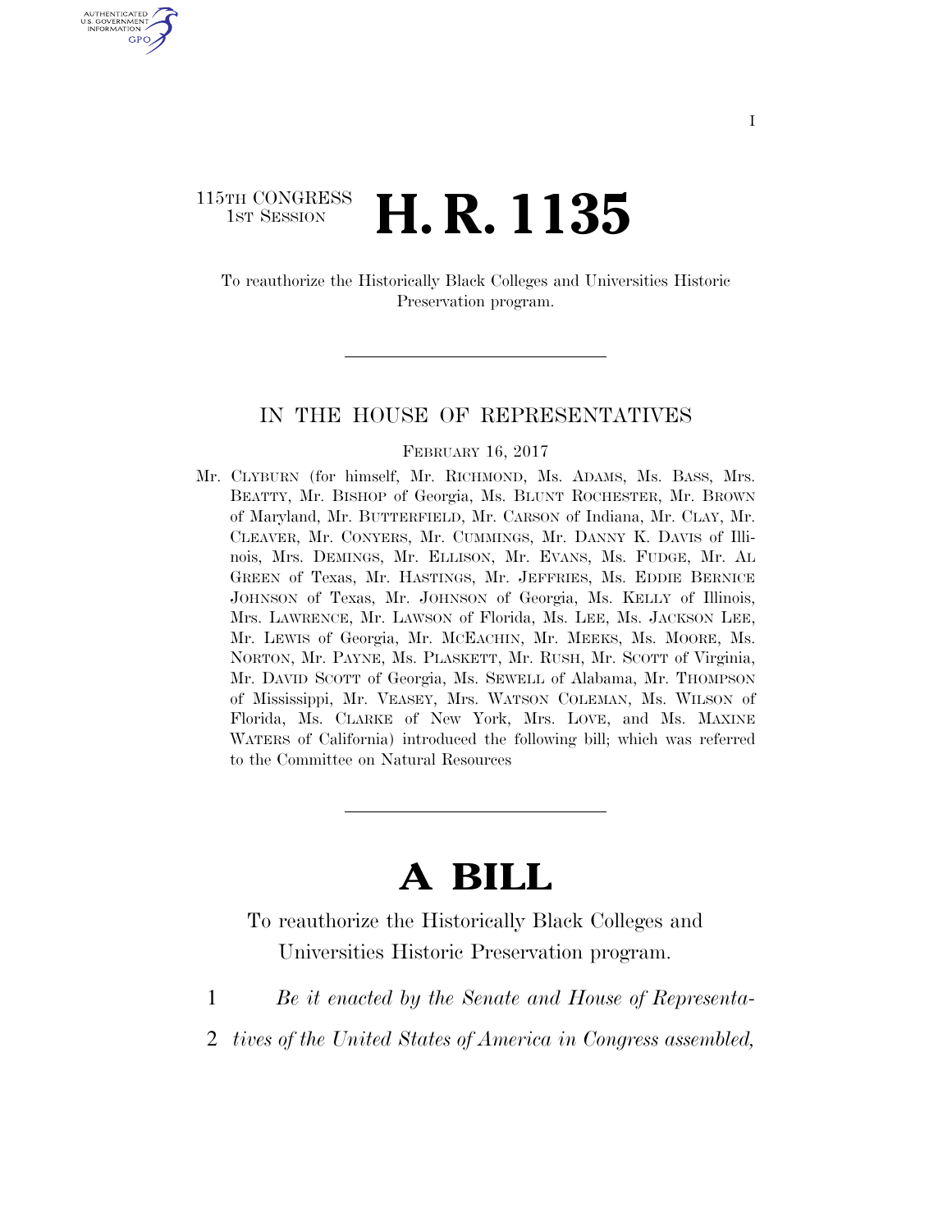115TH CONGRESS
1ST SESSION

# H. R. 1135

To reauthorize the Historically Black Colleges and Universities Historic Preservation program.

---

IN THE HOUSE OF REPRESENTATIVES

FEBRUARY 16, 2017

Mr. CLYBURN (for himself, Mr. RICHMOND, Ms. ADAMS, Ms. BASS, Mrs. BEATTY, Mr. BISHOP of Georgia, Ms. BLUNT ROCHESTER, Mr. BROWN of Maryland, Mr. BUTTERFIELD, Mr. CARSON of Indiana, Mr. CLAY, Mr. CLEAVER, Mr. CONYERS, Mr. CUMMINGS, Mr. DANNY K. DAVIS of Illinois, Mrs. DEMINGS, Mr. ELLISON, Mr. EVANS, Ms. FUDGE, Mr. AL GREEN of Texas, Mr. HASTINGS, Mr. JEFFRIES, Ms. EDDIE BERNICE JOHNSON of Texas, Mr. JOHNSON of Georgia, Ms. KELLY of Illinois, Mrs. LAWRENCE, Mr. LAWSON of Florida, Ms. LEE, Ms. JACKSON LEE, Mr. LEWIS of Georgia, Mr. MCEACHIN, Mr. MEEKS, Ms. MOORE, Ms. NORTON, Mr. PAYNE, Ms. PLASKETT, Mr. RUSH, Mr. SCOTT of Virginia, Mr. DAVID SCOTT of Georgia, Ms. SEWELL of Alabama, Mr. THOMPSON of Mississippi, Mr. VEASEY, Mrs. WATSON COLEMAN, Ms. WILSON of Florida, Ms. CLARKE of New York, Mrs. LOVE, and Ms. MAXINE WATERS of California) introduced the following bill; which was referred to the Committee on Natural Resources

---

# A BILL

To reauthorize the Historically Black Colleges and Universities Historic Preservation program.

1 *Be it enacted by the Senate and House of Representa-*
2 *tives of the United States of America in Congress assembled,*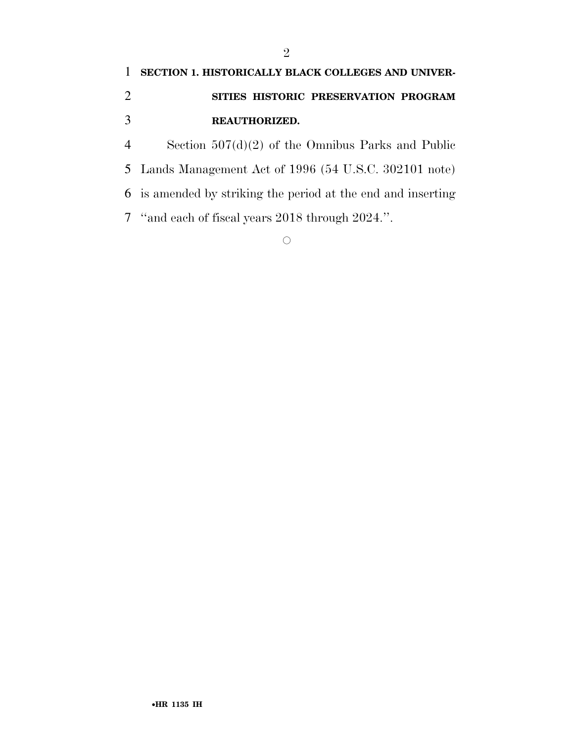**SECTION 1. HISTORICALLY BLACK COLLEGES AND UNIVERSITIES HISTORIC PRESERVATION PROGRAM REAUTHORIZED.**

Section 507(d)(2) of the Omnibus Parks and Public Lands Management Act of 1996 (54 U.S.C. 302101 note) is amended by striking the period at the end and inserting "and each of fiscal years 2018 through 2024.".